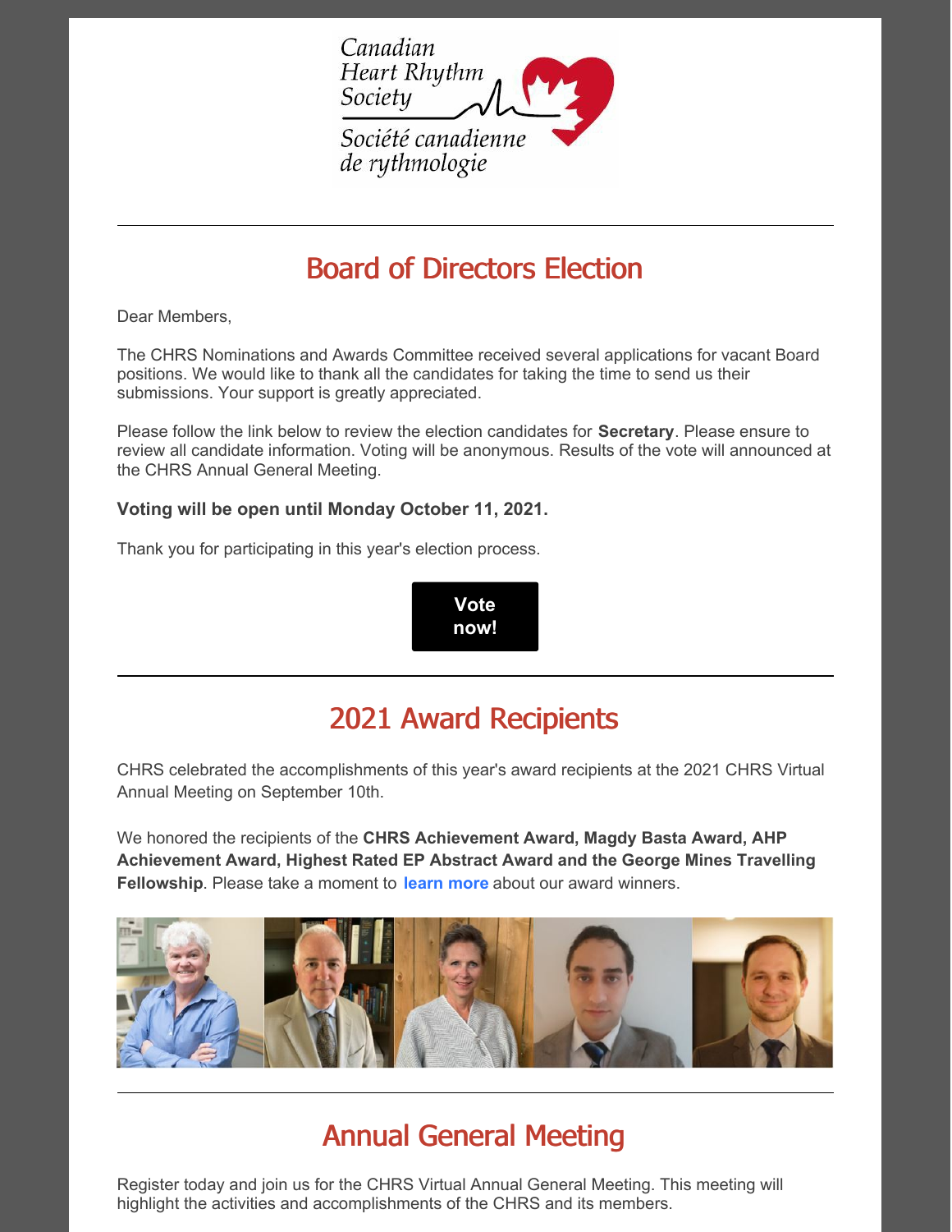Canadian Heart Rhythm Society

Société canadienne de rythmologie

# Board of Directors Election

Dear Members,

The CHRS Nominations and Awards Committee received several applications for vacant Board positions. We would like to thank all the candidates for taking the time to send us their submissions. Your support is greatly appreciated.

Please follow the link below to review the election candidates for **Secretary**. Please ensure to review all candidate information. Voting will be anonymous. Results of the vote will announced at the CHRS Annual General Meeting.

**Voting will be open until Monday October 11, 2021.**

Thank you for participating in this year's election process.

**Vote now!**

# 2021 Award Recipients

CHRS celebrated the accomplishments of this year's award recipients at the 2021 CHRS Virtual Annual Meeting on September 10th.

We honored the recipients of the **CHRS Achievement Award, Magdy Basta Award, AHP Achievement Award, Highest Rated EP Abstract Award and the George Mines Travelling Fellowship**. Please take a moment to **learn more** about our award winners.

# Annual General Meeting

Register today and join us for the CHRS Virtual Annual General Meeting. This meeting will highlight the activities and accomplishments of the CHRS and its members.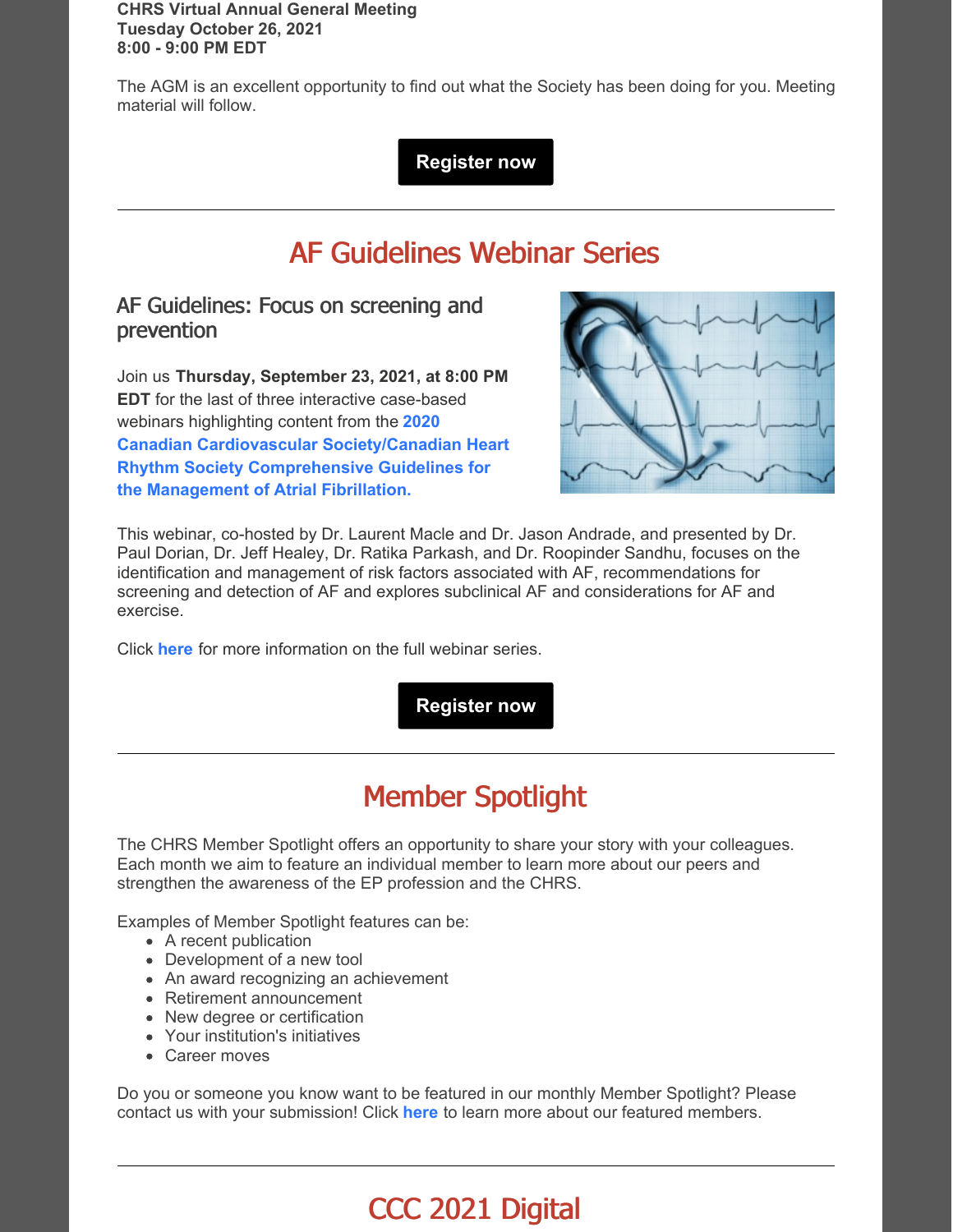**CHRS Virtual Annual General Meeting**
**Tuesday October 26, 2021**
**8:00 - 9:00 PM EDT**

The AGM is an excellent opportunity to find out what the Society has been doing for you. Meeting material will follow.

**Register now**

---

# AF Guidelines Webinar Series

### AF Guidelines: Focus on screening and prevention

Join us **Thursday, September 23, 2021, at 8:00 PM EDT** for the last of three interactive case-based webinars highlighting content from the **2020 Canadian Cardiovascular Society/Canadian Heart Rhythm Society Comprehensive Guidelines for the Management of Atrial Fibrillation.**

This webinar, co-hosted by Dr. Laurent Macle and Dr. Jason Andrade, and presented by Dr. Paul Dorian, Dr. Jeff Healey, Dr. Ratika Parkash, and Dr. Roopinder Sandhu, focuses on the identification and management of risk factors associated with AF, recommendations for screening and detection of AF and explores subclinical AF and considerations for AF and exercise.

Click **here** for more information on the full webinar series.

**Register now**

---

# Member Spotlight

The CHRS Member Spotlight offers an opportunity to share your story with your colleagues. Each month we aim to feature an individual member to learn more about our peers and strengthen the awareness of the EP profession and the CHRS.

Examples of Member Spotlight features can be:

- A recent publication
- Development of a new tool
- An award recognizing an achievement
- Retirement announcement
- New degree or certification
- Your institution's initiatives
- Career moves

Do you or someone you know want to be featured in our monthly Member Spotlight? Please contact us with your submission! Click **here** to learn more about our featured members.

---

# CCC 2021 Digital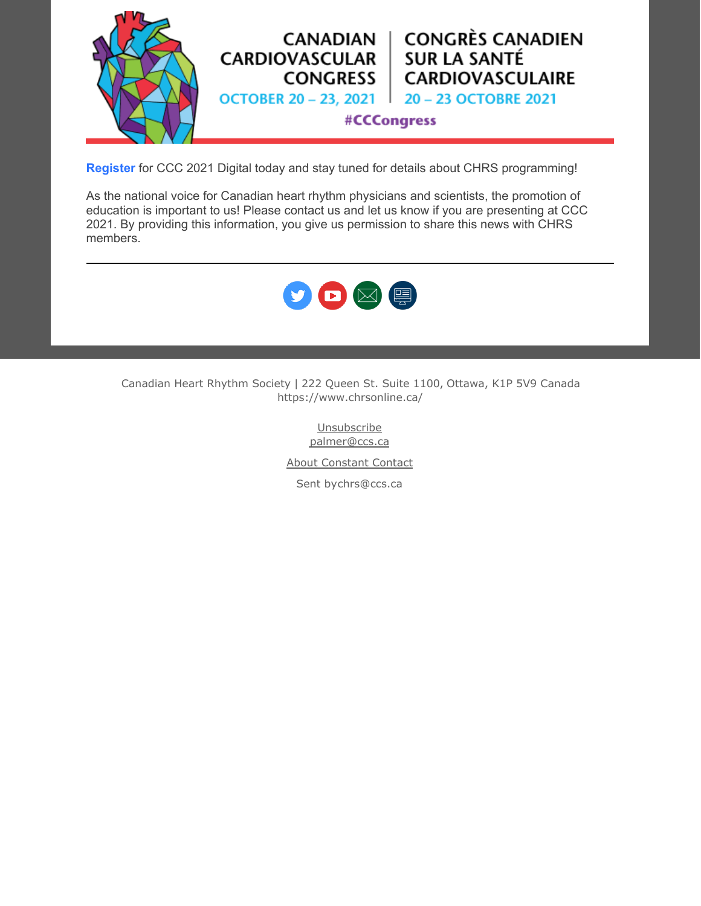CANADIAN CARDIOVASCULAR CONGRESS | CONGRÈS CANADIEN SUR LA SANTÉ CARDIOVASCULAIRE

OCTOBER 20 – 23, 2021 | 20 – 23 OCTOBRE 2021

#CCCongress

**Register** for CCC 2021 Digital today and stay tuned for details about CHRS programming!

As the national voice for Canadian heart rhythm physicians and scientists, the promotion of education is important to us! Please contact us and let us know if you are presenting at CCC 2021. By providing this information, you give us permission to share this news with CHRS members.

---

Canadian Heart Rhythm Society | 222 Queen St. Suite 1100, Ottawa, K1P 5V9 Canada
https://www.chrsonline.ca/

Unsubscribe
palmer@ccs.ca

About Constant Contact

Sent bychrs@ccs.ca